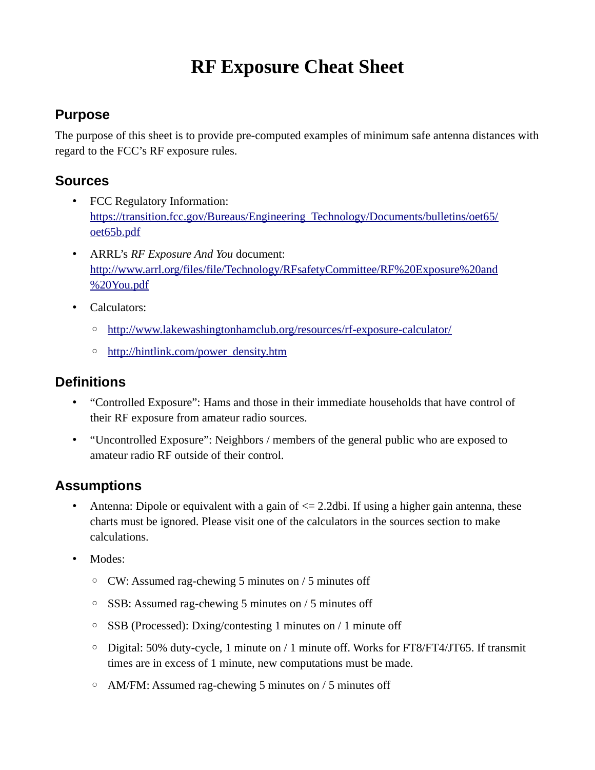# RF Exposure Cheat Sheet

## Purpose

The purpose of this sheet is to provide pre-computed examples of minimum safe antenna distances with regard to the FCC's RF exposure rules.

## Sources

- FCC Regulatory Information: [https://transition.fcc.gov/Bureaus/Engineering_Technology/Documents/bulletins/oet65/oet65b.pdf](https://transition.fcc.gov/Bureaus/Engineering_Technology/Documents/bulletins/oet65/oet65b.pdf)
- ARRL's *RF Exposure And You* document: [http://www.arrl.org/files/file/Technology/RFsafetyCommittee/RF%20Exposure%20and%20You.pdf](http://www.arrl.org/files/file/Technology/RFsafetyCommittee/RF%20Exposure%20and%20You.pdf)
- Calculators:
  - [http://www.lakewashingtonhamclub.org/resources/rf-exposure-calculator/](http://www.lakewashingtonhamclub.org/resources/rf-exposure-calculator/)
  - [http://hintlink.com/power_density.htm](http://hintlink.com/power_density.htm)

## Definitions

- "Controlled Exposure": Hams and those in their immediate households that have control of their RF exposure from amateur radio sources.
- "Uncontrolled Exposure": Neighbors / members of the general public who are exposed to amateur radio RF outside of their control.

## Assumptions

- Antenna: Dipole or equivalent with a gain of <= 2.2dbi. If using a higher gain antenna, these charts must be ignored. Please visit one of the calculators in the sources section to make calculations.
- Modes:
  - CW: Assumed rag-chewing 5 minutes on / 5 minutes off
  - SSB: Assumed rag-chewing 5 minutes on / 5 minutes off
  - SSB (Processed): Dxing/contesting 1 minutes on / 1 minute off
  - Digital: 50% duty-cycle, 1 minute on / 1 minute off. Works for FT8/FT4/JT65. If transmit times are in excess of 1 minute, new computations must be made.
  - AM/FM: Assumed rag-chewing 5 minutes on / 5 minutes off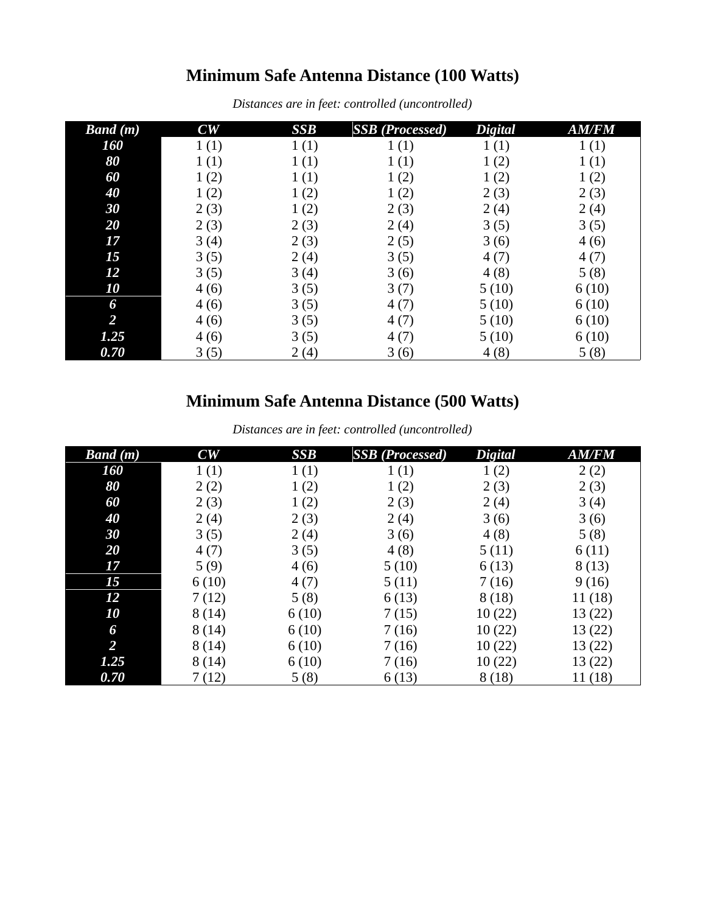# Minimum Safe Antenna Distance (100 Watts)

*Distances are in feet: controlled (uncontrolled)*

| ***Band (m)*** | ***CW*** | ***SSB*** | ***SSB (Processed)*** | ***Digital*** | ***AM/FM*** |
|---|---|---|---|---|---|
| ***160*** | 1 (1) | 1 (1) | 1 (1) | 1 (1) | 1 (1) |
| ***80*** | 1 (1) | 1 (1) | 1 (1) | 1 (2) | 1 (1) |
| ***60*** | 1 (2) | 1 (1) | 1 (2) | 1 (2) | 1 (2) |
| ***40*** | 1 (2) | 1 (2) | 1 (2) | 2 (3) | 2 (3) |
| ***30*** | 2 (3) | 1 (2) | 2 (3) | 2 (4) | 2 (4) |
| ***20*** | 2 (3) | 2 (3) | 2 (4) | 3 (5) | 3 (5) |
| ***17*** | 3 (4) | 2 (3) | 2 (5) | 3 (6) | 4 (6) |
| ***15*** | 3 (5) | 2 (4) | 3 (5) | 4 (7) | 4 (7) |
| ***12*** | 3 (5) | 3 (4) | 3 (6) | 4 (8) | 5 (8) |
| ***10*** | 4 (6) | 3 (5) | 3 (7) | 5 (10) | 6 (10) |
| ***6*** | 4 (6) | 3 (5) | 4 (7) | 5 (10) | 6 (10) |
| ***2*** | 4 (6) | 3 (5) | 4 (7) | 5 (10) | 6 (10) |
| ***1.25*** | 4 (6) | 3 (5) | 4 (7) | 5 (10) | 6 (10) |
| ***0.70*** | 3 (5) | 2 (4) | 3 (6) | 4 (8) | 5 (8) |

# Minimum Safe Antenna Distance (500 Watts)

*Distances are in feet: controlled (uncontrolled)*

| ***Band (m)*** | ***CW*** | ***SSB*** | ***SSB (Processed)*** | ***Digital*** | ***AM/FM*** |
|---|---|---|---|---|---|
| ***160*** | 1 (1) | 1 (1) | 1 (1) | 1 (2) | 2 (2) |
| ***80*** | 2 (2) | 1 (2) | 1 (2) | 2 (3) | 2 (3) |
| ***60*** | 2 (3) | 1 (2) | 2 (3) | 2 (4) | 3 (4) |
| ***40*** | 2 (4) | 2 (3) | 2 (4) | 3 (6) | 3 (6) |
| ***30*** | 3 (5) | 2 (4) | 3 (6) | 4 (8) | 5 (8) |
| ***20*** | 4 (7) | 3 (5) | 4 (8) | 5 (11) | 6 (11) |
| ***17*** | 5 (9) | 4 (6) | 5 (10) | 6 (13) | 8 (13) |
| ***15*** | 6 (10) | 4 (7) | 5 (11) | 7 (16) | 9 (16) |
| ***12*** | 7 (12) | 5 (8) | 6 (13) | 8 (18) | 11 (18) |
| ***10*** | 8 (14) | 6 (10) | 7 (15) | 10 (22) | 13 (22) |
| ***6*** | 8 (14) | 6 (10) | 7 (16) | 10 (22) | 13 (22) |
| ***2*** | 8 (14) | 6 (10) | 7 (16) | 10 (22) | 13 (22) |
| ***1.25*** | 8 (14) | 6 (10) | 7 (16) | 10 (22) | 13 (22) |
| ***0.70*** | 7 (12) | 5 (8) | 6 (13) | 8 (18) | 11 (18) |